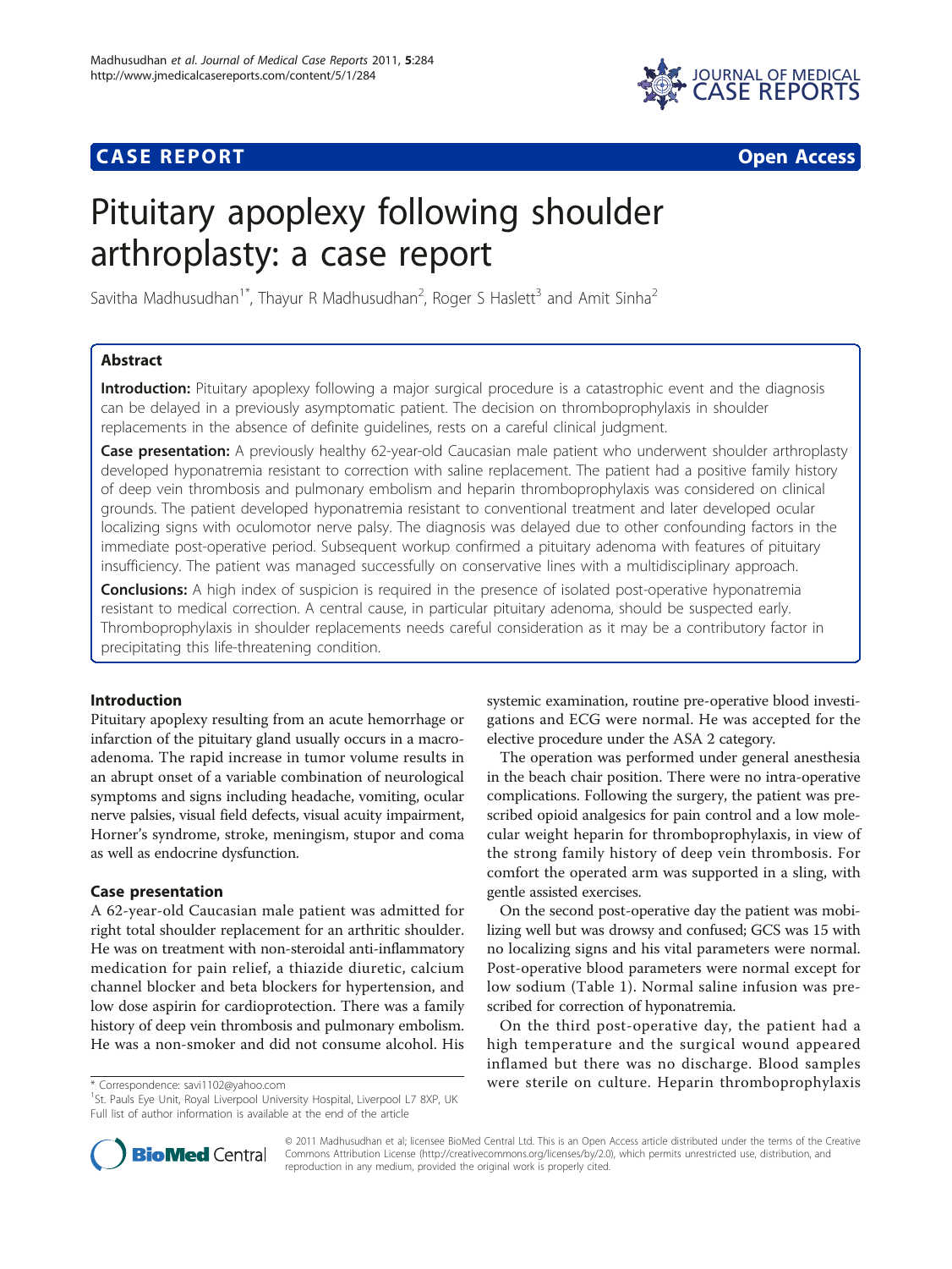**CASE REPORT** **Open Access**

# Pituitary apoplexy following shoulder arthroplasty: a case report

Savitha Madhusudhan[1*], Thayur R Madhusudhan[2], Roger S Haslett[3] and Amit Sinha[2]

## Abstract

**Introduction:** Pituitary apoplexy following a major surgical procedure is a catastrophic event and the diagnosis can be delayed in a previously asymptomatic patient. The decision on thromboprophylaxis in shoulder replacements in the absence of definite guidelines, rests on a careful clinical judgment.

**Case presentation:** A previously healthy 62-year-old Caucasian male patient who underwent shoulder arthroplasty developed hyponatremia resistant to correction with saline replacement. The patient had a positive family history of deep vein thrombosis and pulmonary embolism and heparin thromboprophylaxis was considered on clinical grounds. The patient developed hyponatremia resistant to conventional treatment and later developed ocular localizing signs with oculomotor nerve palsy. The diagnosis was delayed due to other confounding factors in the immediate post-operative period. Subsequent workup confirmed a pituitary adenoma with features of pituitary insufficiency. The patient was managed successfully on conservative lines with a multidisciplinary approach.

**Conclusions:** A high index of suspicion is required in the presence of isolated post-operative hyponatremia resistant to medical correction. A central cause, in particular pituitary adenoma, should be suspected early. Thromboprophylaxis in shoulder replacements needs careful consideration as it may be a contributory factor in precipitating this life-threatening condition.

## Introduction

Pituitary apoplexy resulting from an acute hemorrhage or infarction of the pituitary gland usually occurs in a macroadenoma. The rapid increase in tumor volume results in an abrupt onset of a variable combination of neurological symptoms and signs including headache, vomiting, ocular nerve palsies, visual field defects, visual acuity impairment, Horner's syndrome, stroke, meningism, stupor and coma as well as endocrine dysfunction.

## Case presentation

A 62-year-old Caucasian male patient was admitted for right total shoulder replacement for an arthritic shoulder. He was on treatment with non-steroidal anti-inflammatory medication for pain relief, a thiazide diuretic, calcium channel blocker and beta blockers for hypertension, and low dose aspirin for cardioprotection. There was a family history of deep vein thrombosis and pulmonary embolism. He was a non-smoker and did not consume alcohol. His systemic examination, routine pre-operative blood investigations and ECG were normal. He was accepted for the elective procedure under the ASA 2 category.

The operation was performed under general anesthesia in the beach chair position. There were no intra-operative complications. Following the surgery, the patient was prescribed opioid analgesics for pain control and a low molecular weight heparin for thromboprophylaxis, in view of the strong family history of deep vein thrombosis. For comfort the operated arm was supported in a sling, with gentle assisted exercises.

On the second post-operative day the patient was mobilizing well but was drowsy and confused; GCS was 15 with no localizing signs and his vital parameters were normal. Post-operative blood parameters were normal except for low sodium (Table 1). Normal saline infusion was prescribed for correction of hyponatremia.

On the third post-operative day, the patient had a high temperature and the surgical wound appeared inflamed but there was no discharge. Blood samples were sterile on culture. Heparin thromboprophylaxis

\* Correspondence: savi1102@yahoo.com
[1]St. Pauls Eye Unit, Royal Liverpool University Hospital, Liverpool L7 8XP, UK
Full list of author information is available at the end of the article

© 2011 Madhusudhan et al; licensee BioMed Central Ltd. This is an Open Access article distributed under the terms of the Creative Commons Attribution License (http://creativecommons.org/licenses/by/2.0), which permits unrestricted use, distribution, and reproduction in any medium, provided the original work is properly cited.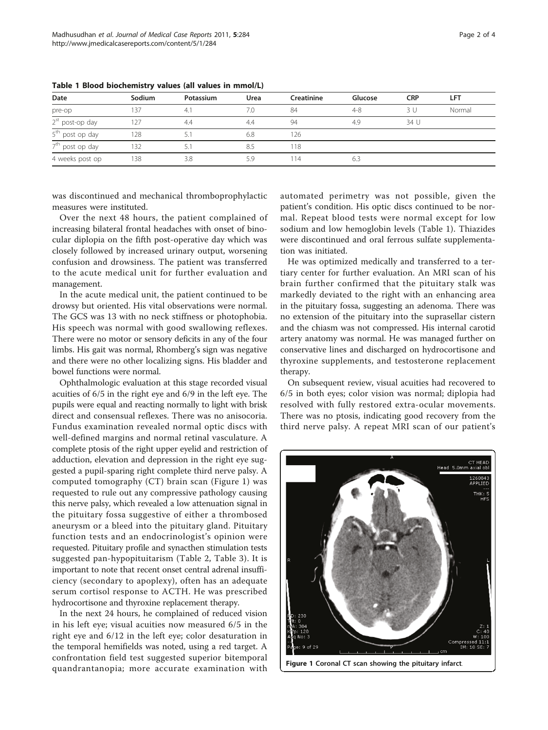**Table 1 Blood biochemistry values (all values in mmol/L)**

| Date | Sodium | Potassium | Urea | Creatinine | Glucose | CRP | LFT |
|---|---|---|---|---|---|---|---|
| pre-op | 137 | 4.1 | 7.0 | 84 | 4-8 | 3 U | Normal |
| 2[st] post-op day | 127 | 4.4 | 4.4 | 94 | 4.9 | 34 U | |
| 5[th] post op day | 128 | 5.1 | 6.8 | 126 | | | |
| 7[th] post op day | 132 | 5.1 | 8.5 | 118 | | | |
| 4 weeks post op | 138 | 3.8 | 5.9 | 114 | 6.3 | | |

was discontinued and mechanical thromboprophylactic measures were instituted.

Over the next 48 hours, the patient complained of increasing bilateral frontal headaches with onset of binocular diplopia on the fifth post-operative day which was closely followed by increased urinary output, worsening confusion and drowsiness. The patient was transferred to the acute medical unit for further evaluation and management.

In the acute medical unit, the patient continued to be drowsy but oriented. His vital observations were normal. The GCS was 13 with no neck stiffness or photophobia. His speech was normal with good swallowing reflexes. There were no motor or sensory deficits in any of the four limbs. His gait was normal, Rhomberg's sign was negative and there were no other localizing signs. His bladder and bowel functions were normal.

Ophthalmologic evaluation at this stage recorded visual acuities of 6/5 in the right eye and 6/9 in the left eye. The pupils were equal and reacting normally to light with brisk direct and consensual reflexes. There was no anisocoria. Fundus examination revealed normal optic discs with well-defined margins and normal retinal vasculature. A complete ptosis of the right upper eyelid and restriction of adduction, elevation and depression in the right eye suggested a pupil-sparing right complete third nerve palsy. A computed tomography (CT) brain scan (Figure 1) was requested to rule out any compressive pathology causing this nerve palsy, which revealed a low attenuation signal in the pituitary fossa suggestive of either a thrombosed aneurysm or a bleed into the pituitary gland. Pituitary function tests and an endocrinologist's opinion were requested. Pituitary profile and synacthen stimulation tests suggested pan-hypopituitarism (Table 2, Table 3). It is important to note that recent onset central adrenal insufficiency (secondary to apoplexy), often has an adequate serum cortisol response to ACTH. He was prescribed hydrocortisone and thyroxine replacement therapy.

In the next 24 hours, he complained of reduced vision in his left eye; visual acuities now measured 6/5 in the right eye and 6/12 in the left eye; color desaturation in the temporal hemifields was noted, using a red target. A confrontation field test suggested superior bitemporal quandrantanopia; more accurate examination with automated perimetry was not possible, given the patient's condition. His optic discs continued to be normal. Repeat blood tests were normal except for low sodium and low hemoglobin levels (Table 1). Thiazides were discontinued and oral ferrous sulfate supplementation was initiated.

He was optimized medically and transferred to a tertiary center for further evaluation. An MRI scan of his brain further confirmed that the pituitary stalk was markedly deviated to the right with an enhancing area in the pituitary fossa, suggesting an adenoma. There was no extension of the pituitary into the suprasellar cistern and the chiasm was not compressed. His internal carotid artery anatomy was normal. He was managed further on conservative lines and discharged on hydrocortisone and thyroxine supplements, and testosterone replacement therapy.

On subsequent review, visual acuities had recovered to 6/5 in both eyes; color vision was normal; diplopia had resolved with fully restored extra-ocular movements. There was no ptosis, indicating good recovery from the third nerve palsy. A repeat MRI scan of our patient's

**Figure 1** Coronal CT scan showing the pituitary infarct.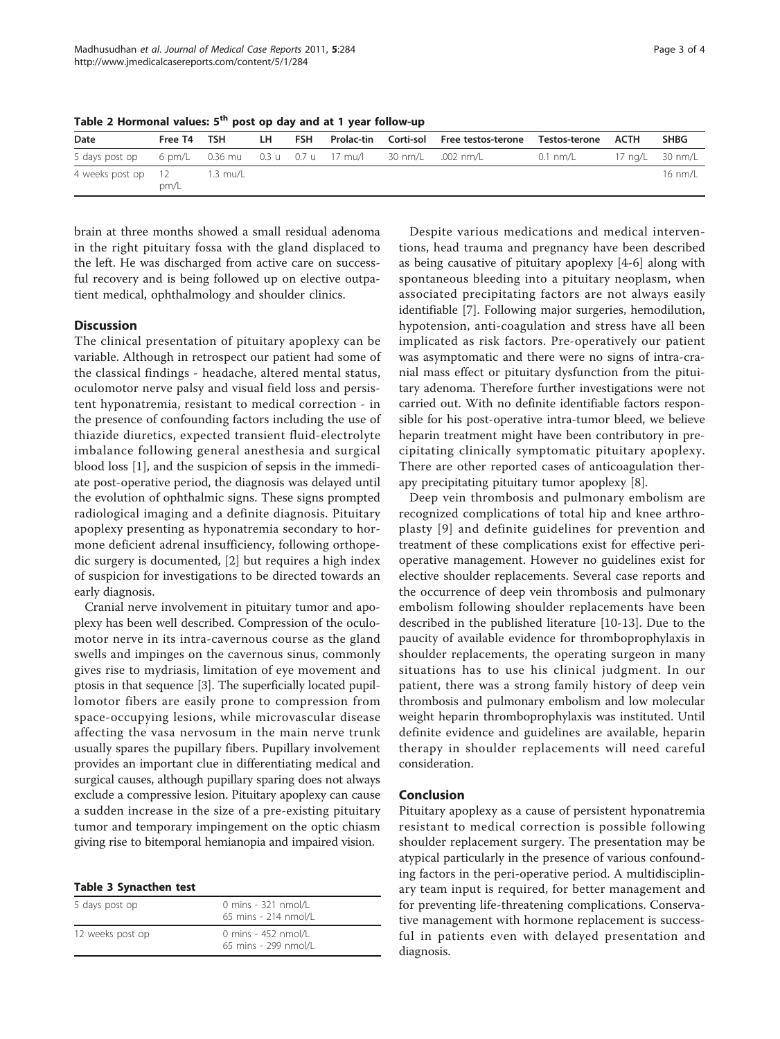Table 2 Hormonal values: 5[th] post op day and at 1 year follow-up

| Date | Free T4 | TSH | LH | FSH | Prolac-tin | Corti-sol | Free testos-terone | Testos-terone | ACTH | SHBG |
|---|---|---|---|---|---|---|---|---|---|---|
| 5 days post op | 6 pm/L | 0.36 mu | 0.3 u | 0.7 u | 17 mu/l | 30 nm/L | .002 nm/L | 0.1 nm/L | 17 ng/L | 30 nm/L |
| 4 weeks post op | 12 pm/L | 1.3 mu/L | | | | | | | | 16 nm/L |

brain at three months showed a small residual adenoma in the right pituitary fossa with the gland displaced to the left. He was discharged from active care on successful recovery and is being followed up on elective outpatient medical, ophthalmology and shoulder clinics.

## Discussion

The clinical presentation of pituitary apoplexy can be variable. Although in retrospect our patient had some of the classical findings - headache, altered mental status, oculomotor nerve palsy and visual field loss and persistent hyponatremia, resistant to medical correction - in the presence of confounding factors including the use of thiazide diuretics, expected transient fluid-electrolyte imbalance following general anesthesia and surgical blood loss [1], and the suspicion of sepsis in the immediate post-operative period, the diagnosis was delayed until the evolution of ophthalmic signs. These signs prompted radiological imaging and a definite diagnosis. Pituitary apoplexy presenting as hyponatremia secondary to hormone deficient adrenal insufficiency, following orthopedic surgery is documented, [2] but requires a high index of suspicion for investigations to be directed towards an early diagnosis.

Cranial nerve involvement in pituitary tumor and apoplexy has been well described. Compression of the oculomotor nerve in its intra-cavernous course as the gland swells and impinges on the cavernous sinus, commonly gives rise to mydriasis, limitation of eye movement and ptosis in that sequence [3]. The superficially located pupillomotor fibers are easily prone to compression from space-occupying lesions, while microvascular disease affecting the vasa nervosum in the main nerve trunk usually spares the pupillary fibers. Pupillary involvement provides an important clue in differentiating medical and surgical causes, although pupillary sparing does not always exclude a compressive lesion. Pituitary apoplexy can cause a sudden increase in the size of a pre-existing pituitary tumor and temporary impingement on the optic chiasm giving rise to bitemporal hemianopia and impaired vision.

Table 3 Synacthen test

| | |
|---|---|
| 5 days post op | 0 mins - 321 nmol/L<br>65 mins - 214 nmol/L |
| 12 weeks post op | 0 mins - 452 nmol/L<br>65 mins - 299 nmol/L |

Despite various medications and medical interventions, head trauma and pregnancy have been described as being causative of pituitary apoplexy [4-6] along with spontaneous bleeding into a pituitary neoplasm, when associated precipitating factors are not always easily identifiable [7]. Following major surgeries, hemodilution, hypotension, anti-coagulation and stress have all been implicated as risk factors. Pre-operatively our patient was asymptomatic and there were no signs of intra-cranial mass effect or pituitary dysfunction from the pituitary adenoma. Therefore further investigations were not carried out. With no definite identifiable factors responsible for his post-operative intra-tumor bleed, we believe heparin treatment might have been contributory in precipitating clinically symptomatic pituitary apoplexy. There are other reported cases of anticoagulation therapy precipitating pituitary tumor apoplexy [8].

Deep vein thrombosis and pulmonary embolism are recognized complications of total hip and knee arthroplasty [9] and definite guidelines for prevention and treatment of these complications exist for effective perioperative management. However no guidelines exist for elective shoulder replacements. Several case reports and the occurrence of deep vein thrombosis and pulmonary embolism following shoulder replacements have been described in the published literature [10-13]. Due to the paucity of available evidence for thromboprophylaxis in shoulder replacements, the operating surgeon in many situations has to use his clinical judgment. In our patient, there was a strong family history of deep vein thrombosis and pulmonary embolism and low molecular weight heparin thromboprophylaxis was instituted. Until definite evidence and guidelines are available, heparin therapy in shoulder replacements will need careful consideration.

## Conclusion

Pituitary apoplexy as a cause of persistent hyponatremia resistant to medical correction is possible following shoulder replacement surgery. The presentation may be atypical particularly in the presence of various confounding factors in the peri-operative period. A multidisciplinary team input is required, for better management and for preventing life-threatening complications. Conservative management with hormone replacement is successful in patients even with delayed presentation and diagnosis.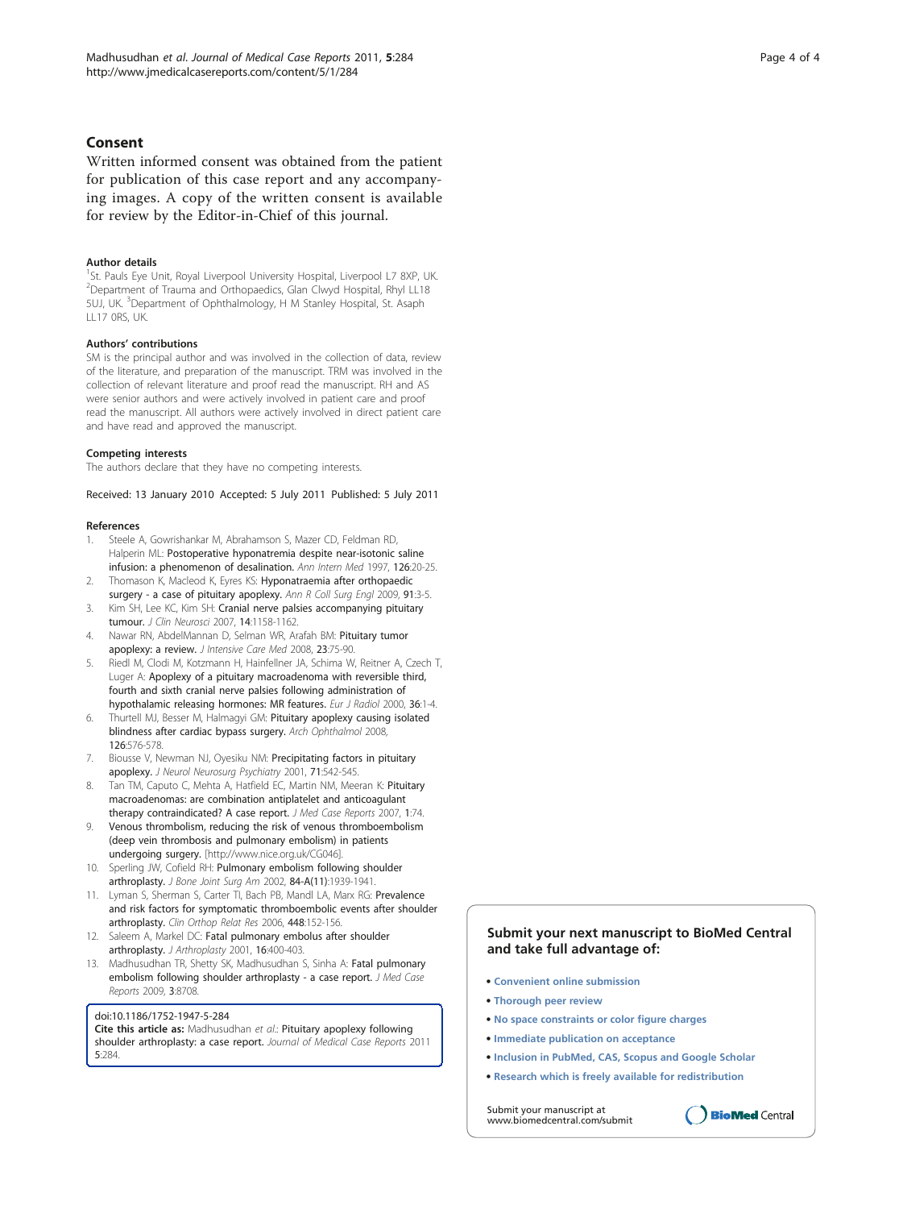## Consent

Written informed consent was obtained from the patient for publication of this case report and any accompanying images. A copy of the written consent is available for review by the Editor-in-Chief of this journal.

### Author details

[1]St. Pauls Eye Unit, Royal Liverpool University Hospital, Liverpool L7 8XP, UK. [2]Department of Trauma and Orthopaedics, Glan Clwyd Hospital, Rhyl LL18 5UJ, UK. [3]Department of Ophthalmology, H M Stanley Hospital, St. Asaph LL17 0RS, UK.

### Authors' contributions

SM is the principal author and was involved in the collection of data, review of the literature, and preparation of the manuscript. TRM was involved in the collection of relevant literature and proof read the manuscript. RH and AS were senior authors and were actively involved in patient care and proof read the manuscript. All authors were actively involved in direct patient care and have read and approved the manuscript.

### Competing interests

The authors declare that they have no competing interests.

Received: 13 January 2010 Accepted: 5 July 2011 Published: 5 July 2011

### References

1. Steele A, Gowrishankar M, Abrahamson S, Mazer CD, Feldman RD, Halperin ML: **Postoperative hyponatremia despite near-isotonic saline infusion: a phenomenon of desalination.** *Ann Intern Med* 1997, **126**:20-25.
2. Thomason K, Macleod K, Eyres KS: **Hyponatraemia after orthopaedic surgery - a case of pituitary apoplexy.** *Ann R Coll Surg Engl* 2009, **91**:3-5.
3. Kim SH, Lee KC, Kim SH: **Cranial nerve palsies accompanying pituitary tumour.** *J Clin Neurosci* 2007, **14**:1158-1162.
4. Nawar RN, AbdelMannan D, Selman WR, Arafah BM: **Pituitary tumor apoplexy: a review.** *J Intensive Care Med* 2008, **23**:75-90.
5. Riedl M, Clodi M, Kotzmann H, Hainfellner JA, Schima W, Reitner A, Czech T, Luger A: **Apoplexy of a pituitary macroadenoma with reversible third, fourth and sixth cranial nerve palsies following administration of hypothalamic releasing hormones: MR features.** *Eur J Radiol* 2000, **36**:1-4.
6. Thurtell MJ, Besser M, Halmagyi GM: **Pituitary apoplexy causing isolated blindness after cardiac bypass surgery.** *Arch Ophthalmol* 2008, **126**:576-578.
7. Biousse V, Newman NJ, Oyesiku NM: **Precipitating factors in pituitary apoplexy.** *J Neurol Neurosurg Psychiatry* 2001, **71**:542-545.
8. Tan TM, Caputo C, Mehta A, Hatfield EC, Martin NM, Meeran K: **Pituitary macroadenomas: are combination antiplatelet and anticoagulant therapy contraindicated? A case report.** *J Med Case Reports* 2007, **1**:74.
9. **Venous thrombolism, reducing the risk of venous thromboembolism (deep vein thrombosis and pulmonary embolism) in patients undergoing surgery.** [http://www.nice.org.uk/CG046].
10. Sperling JW, Cofield RH: **Pulmonary embolism following shoulder arthroplasty.** *J Bone Joint Surg Am* 2002, **84-A(11)**:1939-1941.
11. Lyman S, Sherman S, Carter TI, Bach PB, Mandl LA, Marx RG: **Prevalence and risk factors for symptomatic thromboembolic events after shoulder arthroplasty.** *Clin Orthop Relat Res* 2006, **448**:152-156.
12. Saleem A, Markel DC: **Fatal pulmonary embolus after shoulder arthroplasty.** *J Arthroplasty* 2001, **16**:400-403.
13. Madhusudhan TR, Shetty SK, Madhusudhan S, Sinha A: **Fatal pulmonary embolism following shoulder arthroplasty - a case report.** *J Med Case Reports* 2009, **3**:8708.

doi:10.1186/1752-1947-5-284

**Cite this article as:** Madhusudhan *et al.*: Pituitary apoplexy following shoulder arthroplasty: a case report. *Journal of Medical Case Reports* 2011 **5**:284.

**Submit your next manuscript to BioMed Central and take full advantage of:**

- Convenient online submission
- Thorough peer review
- No space constraints or color figure charges
- Immediate publication on acceptance
- Inclusion in PubMed, CAS, Scopus and Google Scholar
- Research which is freely available for redistribution

Submit your manuscript at www.biomedcentral.com/submit

BioMed Central